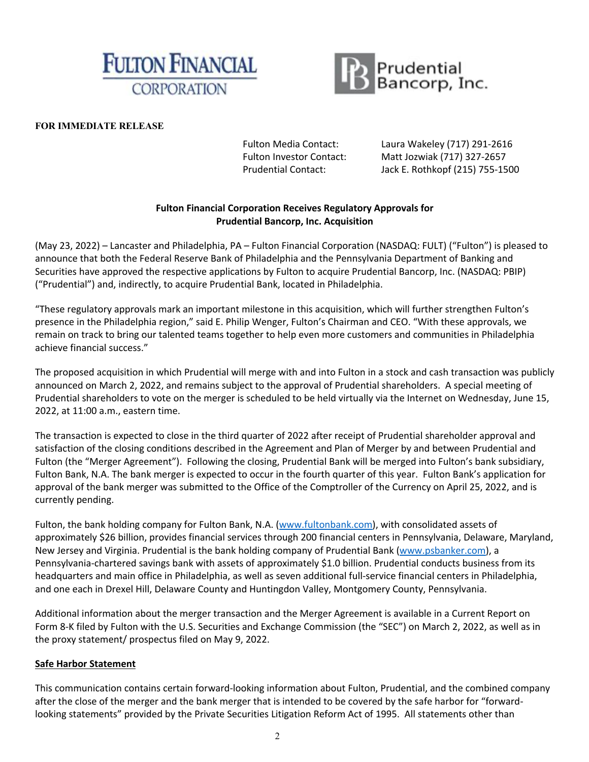FULTON FINANCIAL CORPORATION

Prudential Bancorp, Inc.

**FOR IMMEDIATE RELEASE**

| | |
|---|---|
| Fulton Media Contact: | Laura Wakeley (717) 291-2616 |
| Fulton Investor Contact: | Matt Jozwiak (717) 327-2657 |
| Prudential Contact: | Jack E. Rothkopf (215) 755-1500 |

**Fulton Financial Corporation Receives Regulatory Approvals for Prudential Bancorp, Inc. Acquisition**

(May 23, 2022) – Lancaster and Philadelphia, PA – Fulton Financial Corporation (NASDAQ: FULT) ("Fulton") is pleased to announce that both the Federal Reserve Bank of Philadelphia and the Pennsylvania Department of Banking and Securities have approved the respective applications by Fulton to acquire Prudential Bancorp, Inc. (NASDAQ: PBIP) ("Prudential") and, indirectly, to acquire Prudential Bank, located in Philadelphia.

"These regulatory approvals mark an important milestone in this acquisition, which will further strengthen Fulton's presence in the Philadelphia region," said E. Philip Wenger, Fulton's Chairman and CEO. "With these approvals, we remain on track to bring our talented teams together to help even more customers and communities in Philadelphia achieve financial success."

The proposed acquisition in which Prudential will merge with and into Fulton in a stock and cash transaction was publicly announced on March 2, 2022, and remains subject to the approval of Prudential shareholders. A special meeting of Prudential shareholders to vote on the merger is scheduled to be held virtually via the Internet on Wednesday, June 15, 2022, at 11:00 a.m., eastern time.

The transaction is expected to close in the third quarter of 2022 after receipt of Prudential shareholder approval and satisfaction of the closing conditions described in the Agreement and Plan of Merger by and between Prudential and Fulton (the "Merger Agreement"). Following the closing, Prudential Bank will be merged into Fulton's bank subsidiary, Fulton Bank, N.A. The bank merger is expected to occur in the fourth quarter of this year. Fulton Bank's application for approval of the bank merger was submitted to the Office of the Comptroller of the Currency on April 25, 2022, and is currently pending.

Fulton, the bank holding company for Fulton Bank, N.A. (www.fultonbank.com), with consolidated assets of approximately $26 billion, provides financial services through 200 financial centers in Pennsylvania, Delaware, Maryland, New Jersey and Virginia. Prudential is the bank holding company of Prudential Bank (www.psbanker.com), a Pennsylvania-chartered savings bank with assets of approximately $1.0 billion. Prudential conducts business from its headquarters and main office in Philadelphia, as well as seven additional full-service financial centers in Philadelphia, and one each in Drexel Hill, Delaware County and Huntingdon Valley, Montgomery County, Pennsylvania.

Additional information about the merger transaction and the Merger Agreement is available in a Current Report on Form 8-K filed by Fulton with the U.S. Securities and Exchange Commission (the "SEC") on March 2, 2022, as well as in the proxy statement/ prospectus filed on May 9, 2022.

**Safe Harbor Statement**

This communication contains certain forward-looking information about Fulton, Prudential, and the combined company after the close of the merger and the bank merger that is intended to be covered by the safe harbor for "forward-looking statements" provided by the Private Securities Litigation Reform Act of 1995. All statements other than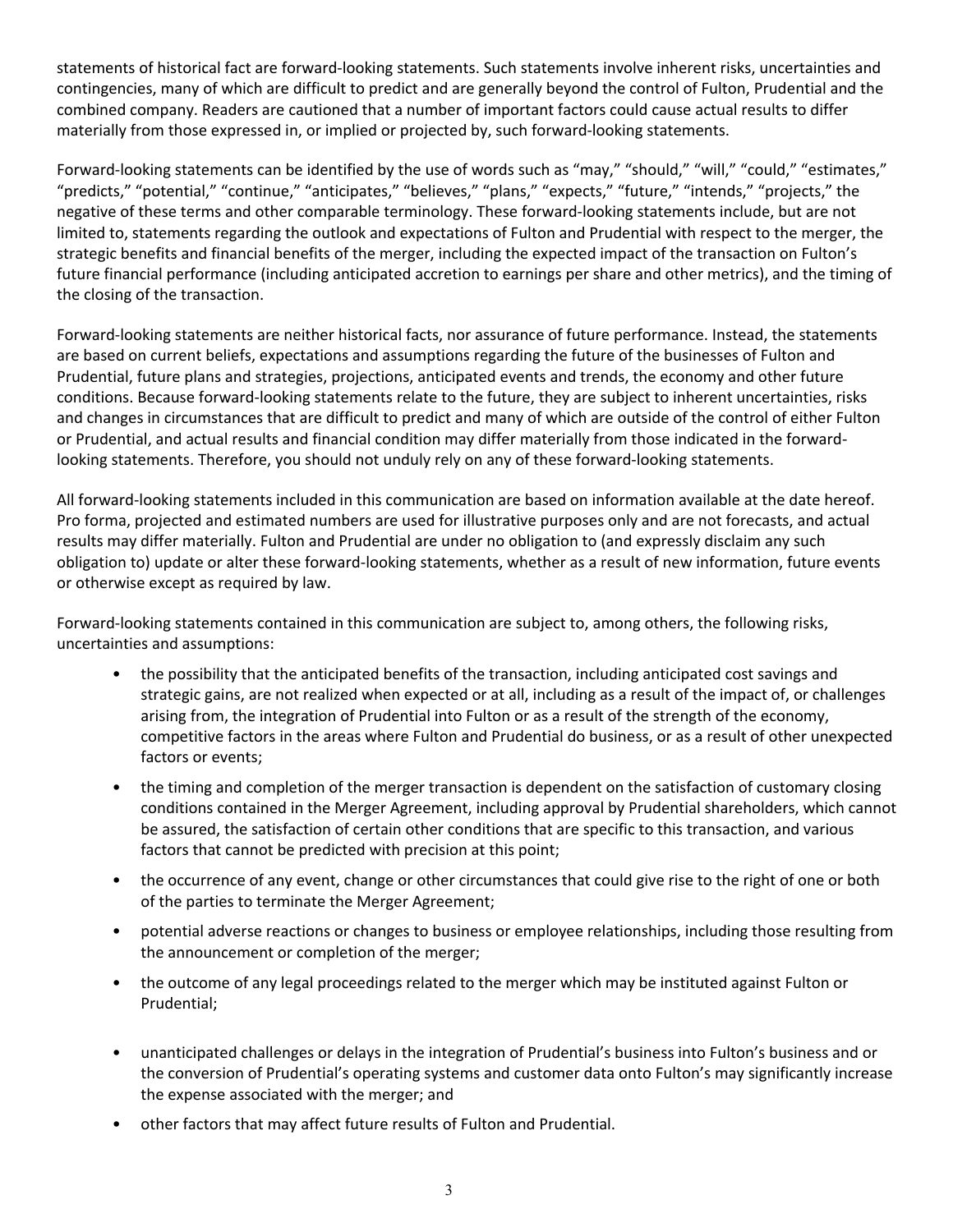statements of historical fact are forward-looking statements. Such statements involve inherent risks, uncertainties and contingencies, many of which are difficult to predict and are generally beyond the control of Fulton, Prudential and the combined company. Readers are cautioned that a number of important factors could cause actual results to differ materially from those expressed in, or implied or projected by, such forward-looking statements.

Forward-looking statements can be identified by the use of words such as "may," "should," "will," "could," "estimates," "predicts," "potential," "continue," "anticipates," "believes," "plans," "expects," "future," "intends," "projects," the negative of these terms and other comparable terminology. These forward-looking statements include, but are not limited to, statements regarding the outlook and expectations of Fulton and Prudential with respect to the merger, the strategic benefits and financial benefits of the merger, including the expected impact of the transaction on Fulton's future financial performance (including anticipated accretion to earnings per share and other metrics), and the timing of the closing of the transaction.

Forward-looking statements are neither historical facts, nor assurance of future performance. Instead, the statements are based on current beliefs, expectations and assumptions regarding the future of the businesses of Fulton and Prudential, future plans and strategies, projections, anticipated events and trends, the economy and other future conditions. Because forward-looking statements relate to the future, they are subject to inherent uncertainties, risks and changes in circumstances that are difficult to predict and many of which are outside of the control of either Fulton or Prudential, and actual results and financial condition may differ materially from those indicated in the forward-looking statements. Therefore, you should not unduly rely on any of these forward-looking statements.

All forward-looking statements included in this communication are based on information available at the date hereof. Pro forma, projected and estimated numbers are used for illustrative purposes only and are not forecasts, and actual results may differ materially. Fulton and Prudential are under no obligation to (and expressly disclaim any such obligation to) update or alter these forward-looking statements, whether as a result of new information, future events or otherwise except as required by law.

Forward-looking statements contained in this communication are subject to, among others, the following risks, uncertainties and assumptions:

- the possibility that the anticipated benefits of the transaction, including anticipated cost savings and strategic gains, are not realized when expected or at all, including as a result of the impact of, or challenges arising from, the integration of Prudential into Fulton or as a result of the strength of the economy, competitive factors in the areas where Fulton and Prudential do business, or as a result of other unexpected factors or events;
- the timing and completion of the merger transaction is dependent on the satisfaction of customary closing conditions contained in the Merger Agreement, including approval by Prudential shareholders, which cannot be assured, the satisfaction of certain other conditions that are specific to this transaction, and various factors that cannot be predicted with precision at this point;
- the occurrence of any event, change or other circumstances that could give rise to the right of one or both of the parties to terminate the Merger Agreement;
- potential adverse reactions or changes to business or employee relationships, including those resulting from the announcement or completion of the merger;
- the outcome of any legal proceedings related to the merger which may be instituted against Fulton or Prudential;
- unanticipated challenges or delays in the integration of Prudential's business into Fulton's business and or the conversion of Prudential's operating systems and customer data onto Fulton's may significantly increase the expense associated with the merger; and
- other factors that may affect future results of Fulton and Prudential.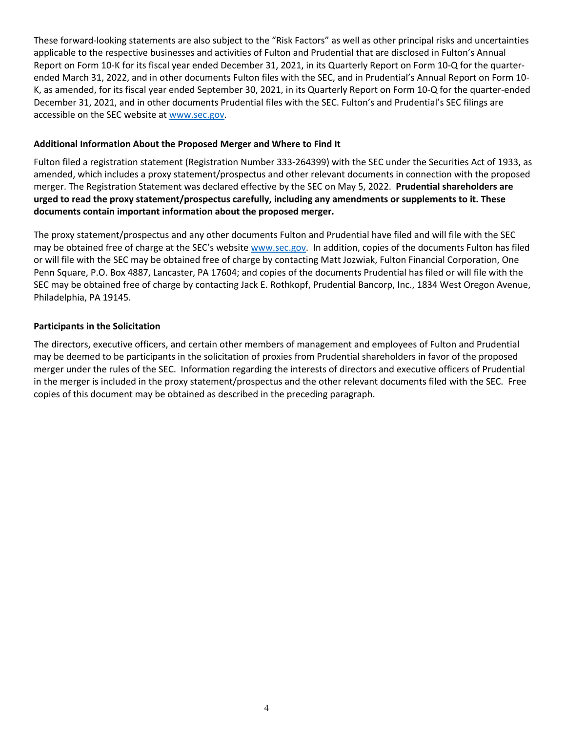These forward-looking statements are also subject to the "Risk Factors" as well as other principal risks and uncertainties applicable to the respective businesses and activities of Fulton and Prudential that are disclosed in Fulton's Annual Report on Form 10-K for its fiscal year ended December 31, 2021, in its Quarterly Report on Form 10-Q for the quarter-ended March 31, 2022, and in other documents Fulton files with the SEC, and in Prudential's Annual Report on Form 10-K, as amended, for its fiscal year ended September 30, 2021, in its Quarterly Report on Form 10-Q for the quarter-ended December 31, 2021, and in other documents Prudential files with the SEC. Fulton's and Prudential's SEC filings are accessible on the SEC website at www.sec.gov.

**Additional Information About the Proposed Merger and Where to Find It**

Fulton filed a registration statement (Registration Number 333-264399) with the SEC under the Securities Act of 1933, as amended, which includes a proxy statement/prospectus and other relevant documents in connection with the proposed merger. The Registration Statement was declared effective by the SEC on May 5, 2022. **Prudential shareholders are urged to read the proxy statement/prospectus carefully, including any amendments or supplements to it. These documents contain important information about the proposed merger.**

The proxy statement/prospectus and any other documents Fulton and Prudential have filed and will file with the SEC may be obtained free of charge at the SEC's website www.sec.gov. In addition, copies of the documents Fulton has filed or will file with the SEC may be obtained free of charge by contacting Matt Jozwiak, Fulton Financial Corporation, One Penn Square, P.O. Box 4887, Lancaster, PA 17604; and copies of the documents Prudential has filed or will file with the SEC may be obtained free of charge by contacting Jack E. Rothkopf, Prudential Bancorp, Inc., 1834 West Oregon Avenue, Philadelphia, PA 19145.

**Participants in the Solicitation**

The directors, executive officers, and certain other members of management and employees of Fulton and Prudential may be deemed to be participants in the solicitation of proxies from Prudential shareholders in favor of the proposed merger under the rules of the SEC. Information regarding the interests of directors and executive officers of Prudential in the merger is included in the proxy statement/prospectus and the other relevant documents filed with the SEC. Free copies of this document may be obtained as described in the preceding paragraph.